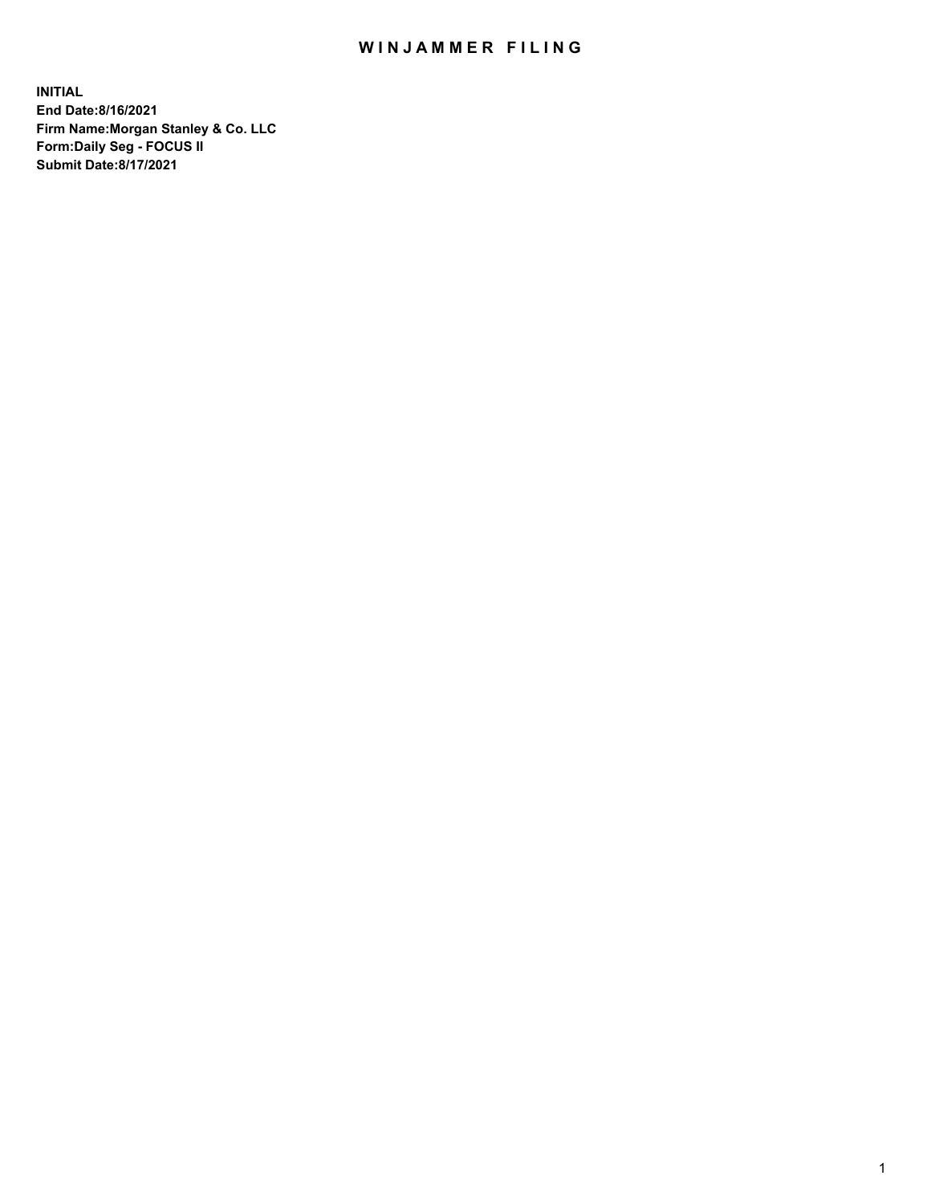# WINJAMMER FILING

**INITIAL**
**End Date:8/16/2021**
**Firm Name:Morgan Stanley & Co. LLC**
**Form:Daily Seg - FOCUS II**
**Submit Date:8/17/2021**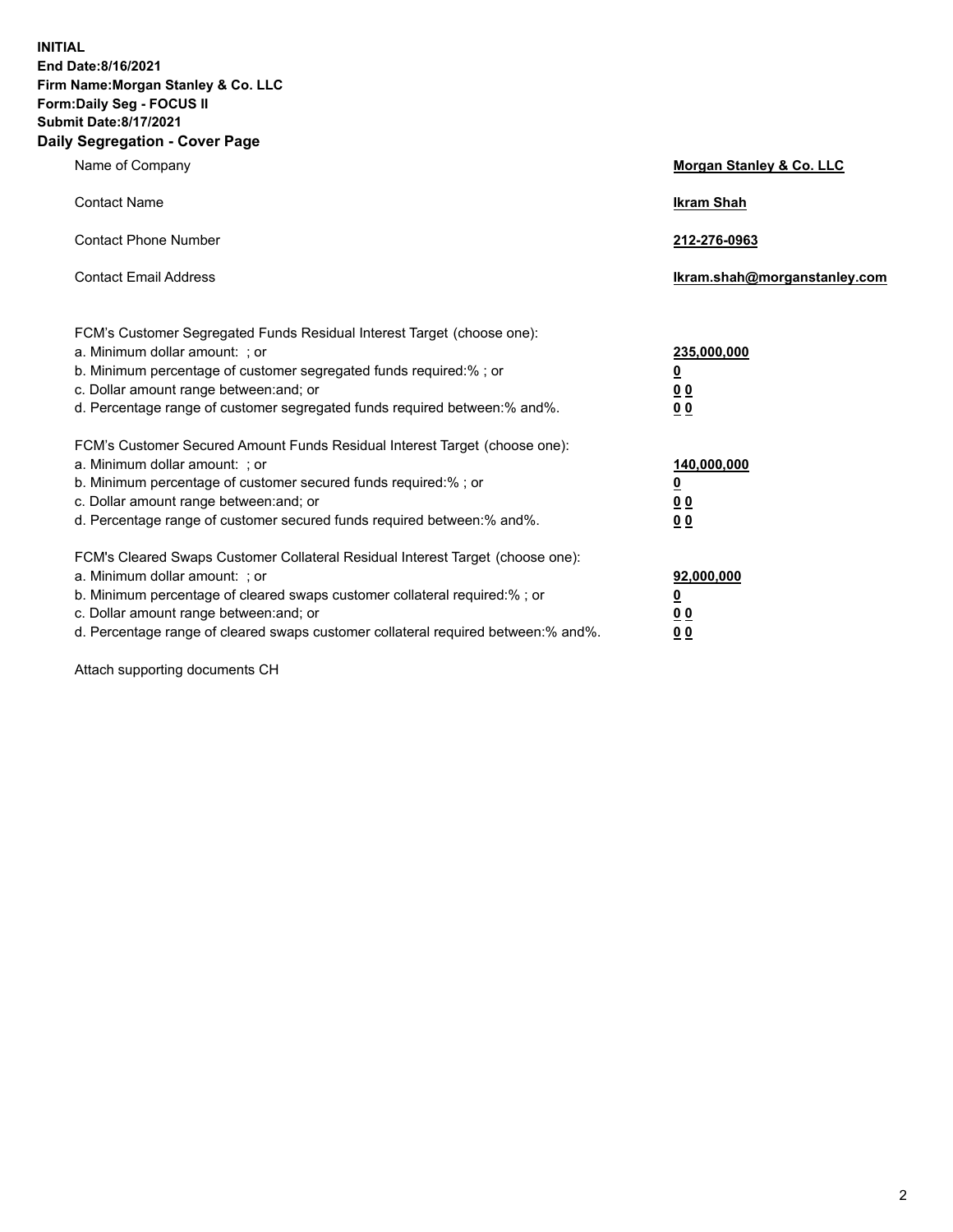**INITIAL**
**End Date:8/16/2021**
**Firm Name:Morgan Stanley & Co. LLC**
**Form:Daily Seg - FOCUS II**
**Submit Date:8/17/2021**
**Daily Segregation - Cover Page**

| | |
|---|---|
| Name of Company | **Morgan Stanley & Co. LLC** |
| Contact Name | **Ikram Shah** |
| Contact Phone Number | **212-276-0963** |
| Contact Email Address | **Ikram.shah@morganstanley.com** |

| | |
|---|---|
| FCM's Customer Segregated Funds Residual Interest Target (choose one): | |
| a. Minimum dollar amount: ; or | **235,000,000** |
| b. Minimum percentage of customer segregated funds required:% ; or | **0** |
| c. Dollar amount range between:and; or | **0 0** |
| d. Percentage range of customer segregated funds required between:% and%. | **0 0** |
| FCM's Customer Secured Amount Funds Residual Interest Target (choose one): | |
| a. Minimum dollar amount: ; or | **140,000,000** |
| b. Minimum percentage of customer secured funds required:% ; or | **0** |
| c. Dollar amount range between:and; or | **0 0** |
| d. Percentage range of customer secured funds required between:% and%. | **0 0** |
| FCM's Cleared Swaps Customer Collateral Residual Interest Target (choose one): | |
| a. Minimum dollar amount: ; or | **92,000,000** |
| b. Minimum percentage of cleared swaps customer collateral required:% ; or | **0** |
| c. Dollar amount range between:and; or | **0 0** |
| d. Percentage range of cleared swaps customer collateral required between:% and%. | **0 0** |

Attach supporting documents CH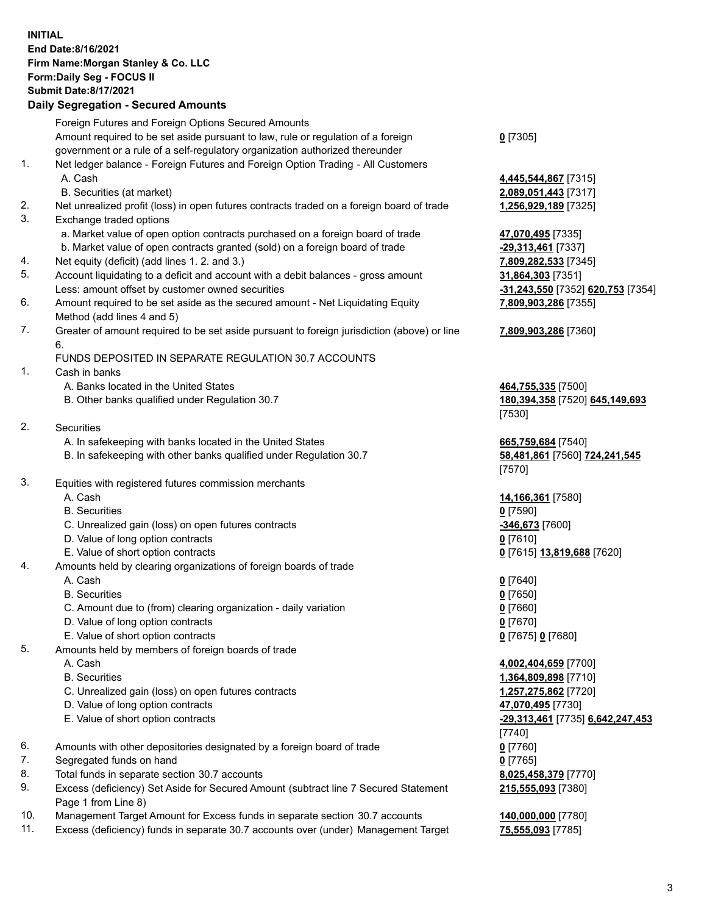**INITIAL**
**End Date:8/16/2021**
**Firm Name:Morgan Stanley & Co. LLC**
**Form:Daily Seg - FOCUS II**
**Submit Date:8/17/2021**

## Daily Segregation - Secured Amounts

| | | |
|---|---|---|
| | Foreign Futures and Foreign Options Secured Amounts | |
| | Amount required to be set aside pursuant to law, rule or regulation of a foreign government or a rule of a self-regulatory organization authorized thereunder | **0** [7305] |
| 1. | Net ledger balance - Foreign Futures and Foreign Option Trading - All Customers | |
| | A. Cash | **4,445,544,867** [7315] |
| | B. Securities (at market) | **2,089,051,443** [7317] |
| 2. | Net unrealized profit (loss) in open futures contracts traded on a foreign board of trade | **1,256,929,189** [7325] |
| 3. | Exchange traded options | |
| | a. Market value of open option contracts purchased on a foreign board of trade | **47,070,495** [7335] |
| | b. Market value of open contracts granted (sold) on a foreign board of trade | **-29,313,461** [7337] |
| 4. | Net equity (deficit) (add lines 1. 2. and 3.) | **7,809,282,533** [7345] |
| 5. | Account liquidating to a deficit and account with a debit balances - gross amount | **31,864,303** [7351] |
| | Less: amount offset by customer owned securities | **-31,243,550** [7352] **620,753** [7354] |
| 6. | Amount required to be set aside as the secured amount - Net Liquidating Equity Method (add lines 4 and 5) | **7,809,903,286** [7355] |
| 7. | Greater of amount required to be set aside pursuant to foreign jurisdiction (above) or line 6. | **7,809,903,286** [7360] |
| | FUNDS DEPOSITED IN SEPARATE REGULATION 30.7 ACCOUNTS | |
| 1. | Cash in banks | |
| | A. Banks located in the United States | **464,755,335** [7500] |
| | B. Other banks qualified under Regulation 30.7 | **180,394,358** [7520] **645,149,693** [7530] |
| 2. | Securities | |
| | A. In safekeeping with banks located in the United States | **665,759,684** [7540] |
| | B. In safekeeping with other banks qualified under Regulation 30.7 | **58,481,861** [7560] **724,241,545** [7570] |
| 3. | Equities with registered futures commission merchants | |
| | A. Cash | **14,166,361** [7580] |
| | B. Securities | **0** [7590] |
| | C. Unrealized gain (loss) on open futures contracts | **-346,673** [7600] |
| | D. Value of long option contracts | **0** [7610] |
| | E. Value of short option contracts | **0** [7615] **13,819,688** [7620] |
| 4. | Amounts held by clearing organizations of foreign boards of trade | |
| | A. Cash | **0** [7640] |
| | B. Securities | **0** [7650] |
| | C. Amount due to (from) clearing organization - daily variation | **0** [7660] |
| | D. Value of long option contracts | **0** [7670] |
| | E. Value of short option contracts | **0** [7675] **0** [7680] |
| 5. | Amounts held by members of foreign boards of trade | |
| | A. Cash | **4,002,404,659** [7700] |
| | B. Securities | **1,364,809,898** [7710] |
| | C. Unrealized gain (loss) on open futures contracts | **1,257,275,862** [7720] |
| | D. Value of long option contracts | **47,070,495** [7730] |
| | E. Value of short option contracts | **-29,313,461** [7735] **6,642,247,453** [7740] |
| 6. | Amounts with other depositories designated by a foreign board of trade | **0** [7760] |
| 7. | Segregated funds on hand | **0** [7765] |
| 8. | Total funds in separate section 30.7 accounts | **8,025,458,379** [7770] |
| 9. | Excess (deficiency) Set Aside for Secured Amount (subtract line 7 Secured Statement Page 1 from Line 8) | **215,555,093** [7380] |
| 10. | Management Target Amount for Excess funds in separate section 30.7 accounts | **140,000,000** [7780] |
| 11. | Excess (deficiency) funds in separate 30.7 accounts over (under) Management Target | **75,555,093** [7785] |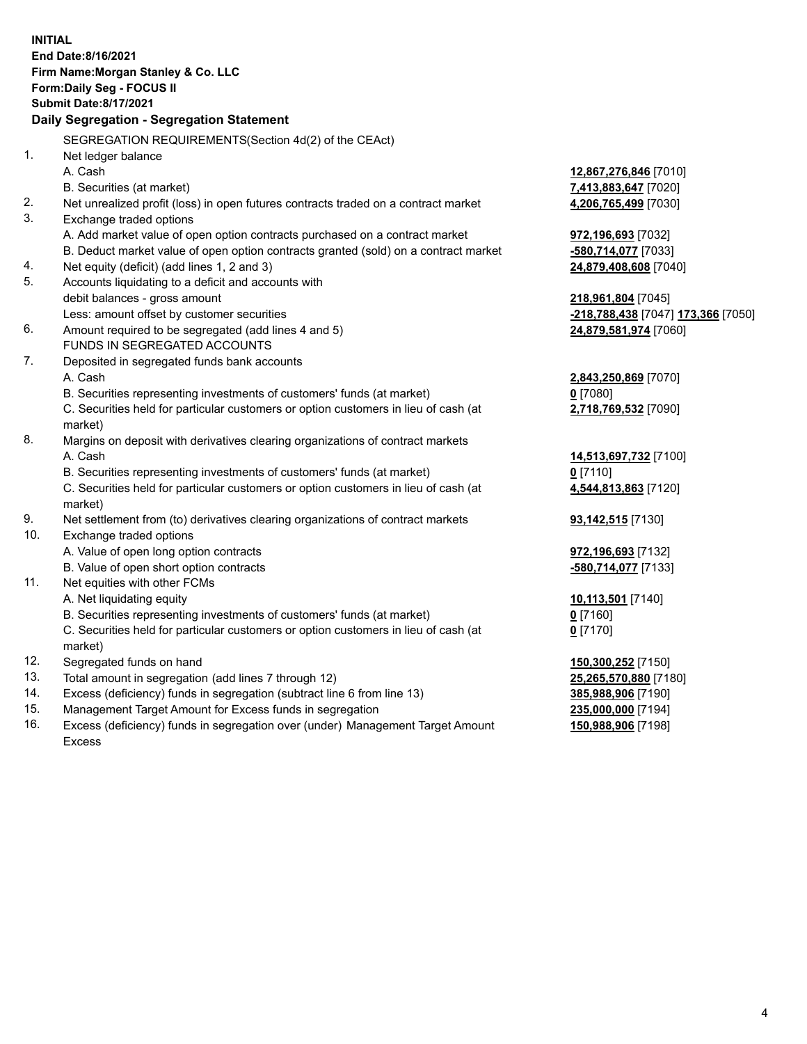**INITIAL**
**End Date:8/16/2021**
**Firm Name:Morgan Stanley & Co. LLC**
**Form:Daily Seg - FOCUS II**
**Submit Date:8/17/2021**

### Daily Segregation - Segregation Statement

SEGREGATION REQUIREMENTS(Section 4d(2) of the CEAct)

| | | |
|---|---|---|
| 1. | Net ledger balance | |
| | A. Cash | **12,867,276,846** [7010] |
| | B. Securities (at market) | **7,413,883,647** [7020] |
| 2. | Net unrealized profit (loss) in open futures contracts traded on a contract market | **4,206,765,499** [7030] |
| 3. | Exchange traded options | |
| | A. Add market value of open option contracts purchased on a contract market | **972,196,693** [7032] |
| | B. Deduct market value of open option contracts granted (sold) on a contract market | **-580,714,077** [7033] |
| 4. | Net equity (deficit) (add lines 1, 2 and 3) | **24,879,408,608** [7040] |
| 5. | Accounts liquidating to a deficit and accounts with debit balances - gross amount | **218,961,804** [7045] |
| | Less: amount offset by customer securities | **-218,788,438** [7047] **173,366** [7050] |
| 6. | Amount required to be segregated (add lines 4 and 5) | **24,879,581,974** [7060] |
| | FUNDS IN SEGREGATED ACCOUNTS | |
| 7. | Deposited in segregated funds bank accounts | |
| | A. Cash | **2,843,250,869** [7070] |
| | B. Securities representing investments of customers' funds (at market) | **0** [7080] |
| | C. Securities held for particular customers or option customers in lieu of cash (at market) | **2,718,769,532** [7090] |
| 8. | Margins on deposit with derivatives clearing organizations of contract markets | |
| | A. Cash | **14,513,697,732** [7100] |
| | B. Securities representing investments of customers' funds (at market) | **0** [7110] |
| | C. Securities held for particular customers or option customers in lieu of cash (at market) | **4,544,813,863** [7120] |
| 9. | Net settlement from (to) derivatives clearing organizations of contract markets | **93,142,515** [7130] |
| 10. | Exchange traded options | |
| | A. Value of open long option contracts | **972,196,693** [7132] |
| | B. Value of open short option contracts | **-580,714,077** [7133] |
| 11. | Net equities with other FCMs | |
| | A. Net liquidating equity | **10,113,501** [7140] |
| | B. Securities representing investments of customers' funds (at market) | **0** [7160] |
| | C. Securities held for particular customers or option customers in lieu of cash (at market) | **0** [7170] |
| 12. | Segregated funds on hand | **150,300,252** [7150] |
| 13. | Total amount in segregation (add lines 7 through 12) | **25,265,570,880** [7180] |
| 14. | Excess (deficiency) funds in segregation (subtract line 6 from line 13) | **385,988,906** [7190] |
| 15. | Management Target Amount for Excess funds in segregation | **235,000,000** [7194] |
| 16. | Excess (deficiency) funds in segregation over (under) Management Target Amount Excess | **150,988,906** [7198] |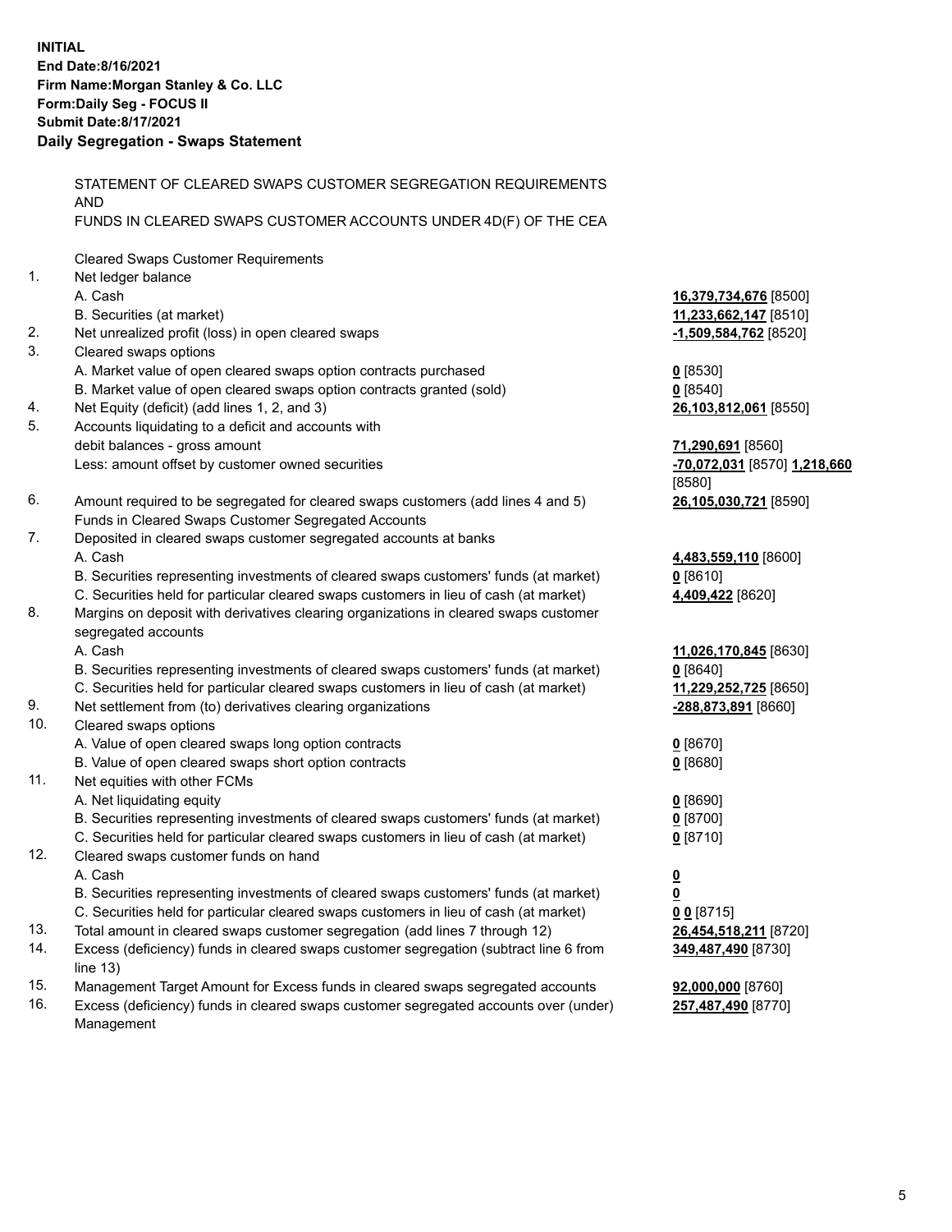**INITIAL**
**End Date:8/16/2021**
**Firm Name:Morgan Stanley & Co. LLC**
**Form:Daily Seg - FOCUS II**
**Submit Date:8/17/2021**
**Daily Segregation - Swaps Statement**

STATEMENT OF CLEARED SWAPS CUSTOMER SEGREGATION REQUIREMENTS AND
FUNDS IN CLEARED SWAPS CUSTOMER ACCOUNTS UNDER 4D(F) OF THE CEA

| | | |
|---|---|---|
| | Cleared Swaps Customer Requirements | |
| 1. | Net ledger balance | |
| | A. Cash | **16,379,734,676** [8500] |
| | B. Securities (at market) | **11,233,662,147** [8510] |
| 2. | Net unrealized profit (loss) in open cleared swaps | **-1,509,584,762** [8520] |
| 3. | Cleared swaps options | |
| | A. Market value of open cleared swaps option contracts purchased | **0** [8530] |
| | B. Market value of open cleared swaps option contracts granted (sold) | **0** [8540] |
| 4. | Net Equity (deficit) (add lines 1, 2, and 3) | **26,103,812,061** [8550] |
| 5. | Accounts liquidating to a deficit and accounts with debit balances - gross amount | **71,290,691** [8560] |
| | Less: amount offset by customer owned securities | **-70,072,031** [8570] **1,218,660** [8580] |
| 6. | Amount required to be segregated for cleared swaps customers (add lines 4 and 5) | **26,105,030,721** [8590] |
| | Funds in Cleared Swaps Customer Segregated Accounts | |
| 7. | Deposited in cleared swaps customer segregated accounts at banks | |
| | A. Cash | **4,483,559,110** [8600] |
| | B. Securities representing investments of cleared swaps customers' funds (at market) | **0** [8610] |
| | C. Securities held for particular cleared swaps customers in lieu of cash (at market) | **4,409,422** [8620] |
| 8. | Margins on deposit with derivatives clearing organizations in cleared swaps customer segregated accounts | |
| | A. Cash | **11,026,170,845** [8630] |
| | B. Securities representing investments of cleared swaps customers' funds (at market) | **0** [8640] |
| | C. Securities held for particular cleared swaps customers in lieu of cash (at market) | **11,229,252,725** [8650] |
| 9. | Net settlement from (to) derivatives clearing organizations | **-288,873,891** [8660] |
| 10. | Cleared swaps options | |
| | A. Value of open cleared swaps long option contracts | **0** [8670] |
| | B. Value of open cleared swaps short option contracts | **0** [8680] |
| 11. | Net equities with other FCMs | |
| | A. Net liquidating equity | **0** [8690] |
| | B. Securities representing investments of cleared swaps customers' funds (at market) | **0** [8700] |
| | C. Securities held for particular cleared swaps customers in lieu of cash (at market) | **0** [8710] |
| 12. | Cleared swaps customer funds on hand | |
| | A. Cash | **0** |
| | B. Securities representing investments of cleared swaps customers' funds (at market) | **0** |
| | C. Securities held for particular cleared swaps customers in lieu of cash (at market) | **0** **0** [8715] |
| 13. | Total amount in cleared swaps customer segregation (add lines 7 through 12) | **26,454,518,211** [8720] |
| 14. | Excess (deficiency) funds in cleared swaps customer segregation (subtract line 6 from line 13) | **349,487,490** [8730] |
| 15. | Management Target Amount for Excess funds in cleared swaps segregated accounts | **92,000,000** [8760] |
| 16. | Excess (deficiency) funds in cleared swaps customer segregated accounts over (under) Management | **257,487,490** [8770] |